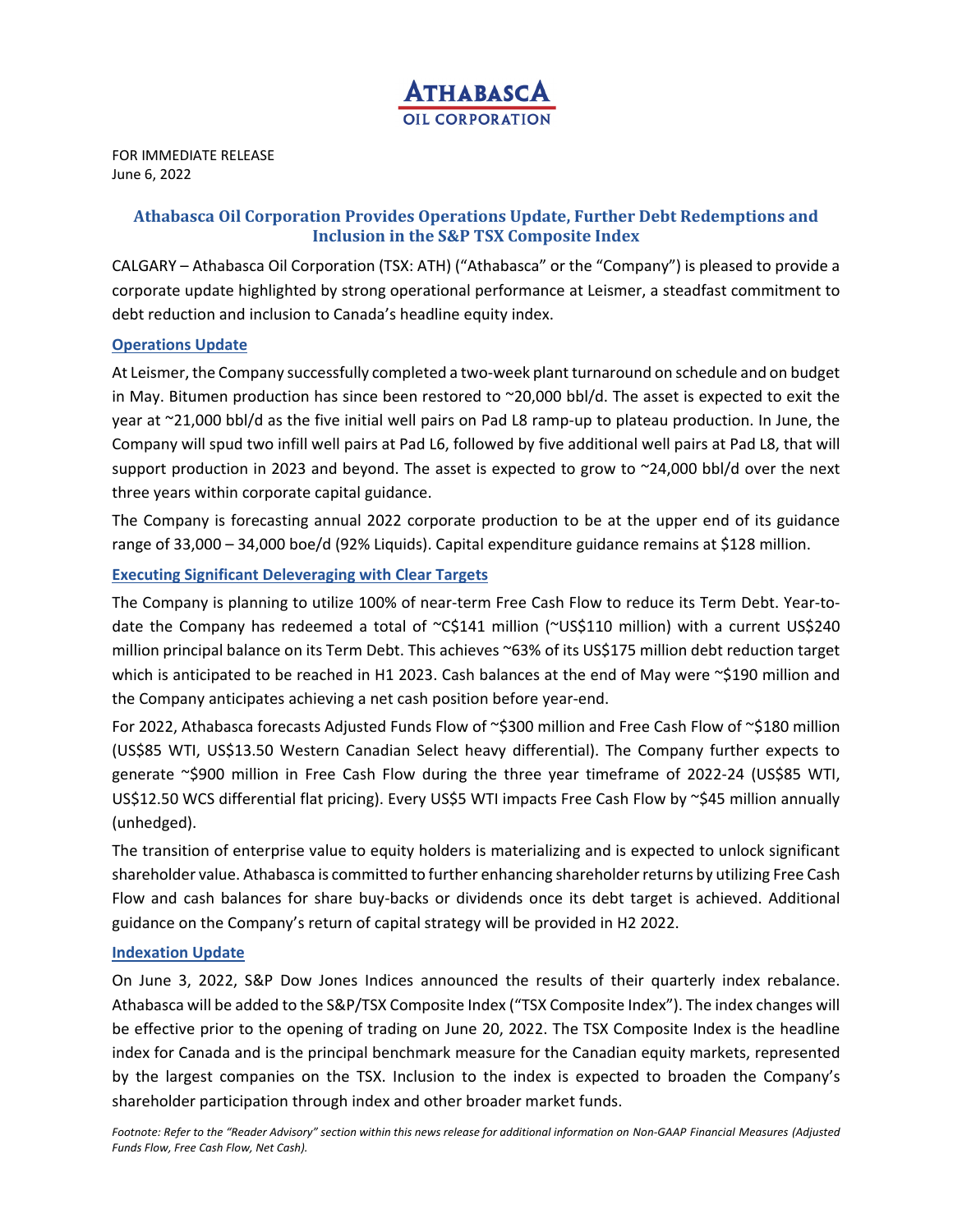**ATHABASCA OIL CORPORATION**

FOR IMMEDIATE RELEASE
June 6, 2022

# Athabasca Oil Corporation Provides Operations Update, Further Debt Redemptions and Inclusion in the S&P TSX Composite Index

CALGARY – Athabasca Oil Corporation (TSX: ATH) ("Athabasca" or the "Company") is pleased to provide a corporate update highlighted by strong operational performance at Leismer, a steadfast commitment to debt reduction and inclusion to Canada's headline equity index.

## Operations Update

At Leismer, the Company successfully completed a two-week plant turnaround on schedule and on budget in May. Bitumen production has since been restored to ~20,000 bbl/d. The asset is expected to exit the year at ~21,000 bbl/d as the five initial well pairs on Pad L8 ramp-up to plateau production. In June, the Company will spud two infill well pairs at Pad L6, followed by five additional well pairs at Pad L8, that will support production in 2023 and beyond. The asset is expected to grow to ~24,000 bbl/d over the next three years within corporate capital guidance.

The Company is forecasting annual 2022 corporate production to be at the upper end of its guidance range of 33,000 – 34,000 boe/d (92% Liquids). Capital expenditure guidance remains at $128 million.

## Executing Significant Deleveraging with Clear Targets

The Company is planning to utilize 100% of near-term Free Cash Flow to reduce its Term Debt. Year-to-date the Company has redeemed a total of ~C$141 million (~US$110 million) with a current US$240 million principal balance on its Term Debt. This achieves ~63% of its US$175 million debt reduction target which is anticipated to be reached in H1 2023. Cash balances at the end of May were ~$190 million and the Company anticipates achieving a net cash position before year-end.

For 2022, Athabasca forecasts Adjusted Funds Flow of ~$300 million and Free Cash Flow of ~$180 million (US$85 WTI, US$13.50 Western Canadian Select heavy differential). The Company further expects to generate ~$900 million in Free Cash Flow during the three year timeframe of 2022-24 (US$85 WTI, US$12.50 WCS differential flat pricing). Every US$5 WTI impacts Free Cash Flow by ~$45 million annually (unhedged).

The transition of enterprise value to equity holders is materializing and is expected to unlock significant shareholder value. Athabasca is committed to further enhancing shareholder returns by utilizing Free Cash Flow and cash balances for share buy-backs or dividends once its debt target is achieved. Additional guidance on the Company's return of capital strategy will be provided in H2 2022.

## Indexation Update

On June 3, 2022, S&P Dow Jones Indices announced the results of their quarterly index rebalance. Athabasca will be added to the S&P/TSX Composite Index ("TSX Composite Index"). The index changes will be effective prior to the opening of trading on June 20, 2022. The TSX Composite Index is the headline index for Canada and is the principal benchmark measure for the Canadian equity markets, represented by the largest companies on the TSX. Inclusion to the index is expected to broaden the Company's shareholder participation through index and other broader market funds.

*Footnote: Refer to the "Reader Advisory" section within this news release for additional information on Non-GAAP Financial Measures (Adjusted Funds Flow, Free Cash Flow, Net Cash).*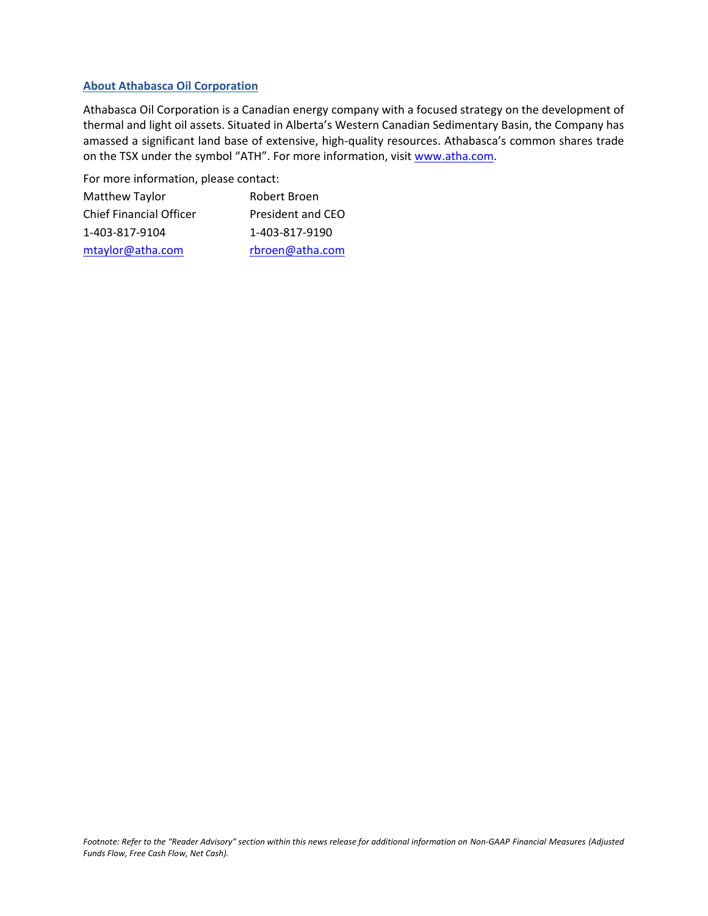**About Athabasca Oil Corporation**

Athabasca Oil Corporation is a Canadian energy company with a focused strategy on the development of thermal and light oil assets. Situated in Alberta's Western Canadian Sedimentary Basin, the Company has amassed a significant land base of extensive, high-quality resources. Athabasca's common shares trade on the TSX under the symbol "ATH". For more information, visit www.atha.com.

For more information, please contact:

| | |
|---|---|
| Matthew Taylor | Robert Broen |
| Chief Financial Officer | President and CEO |
| 1-403-817-9104 | 1-403-817-9190 |
| mtaylor@atha.com | rbroen@atha.com |

*Footnote: Refer to the "Reader Advisory" section within this news release for additional information on Non-GAAP Financial Measures (Adjusted Funds Flow, Free Cash Flow, Net Cash).*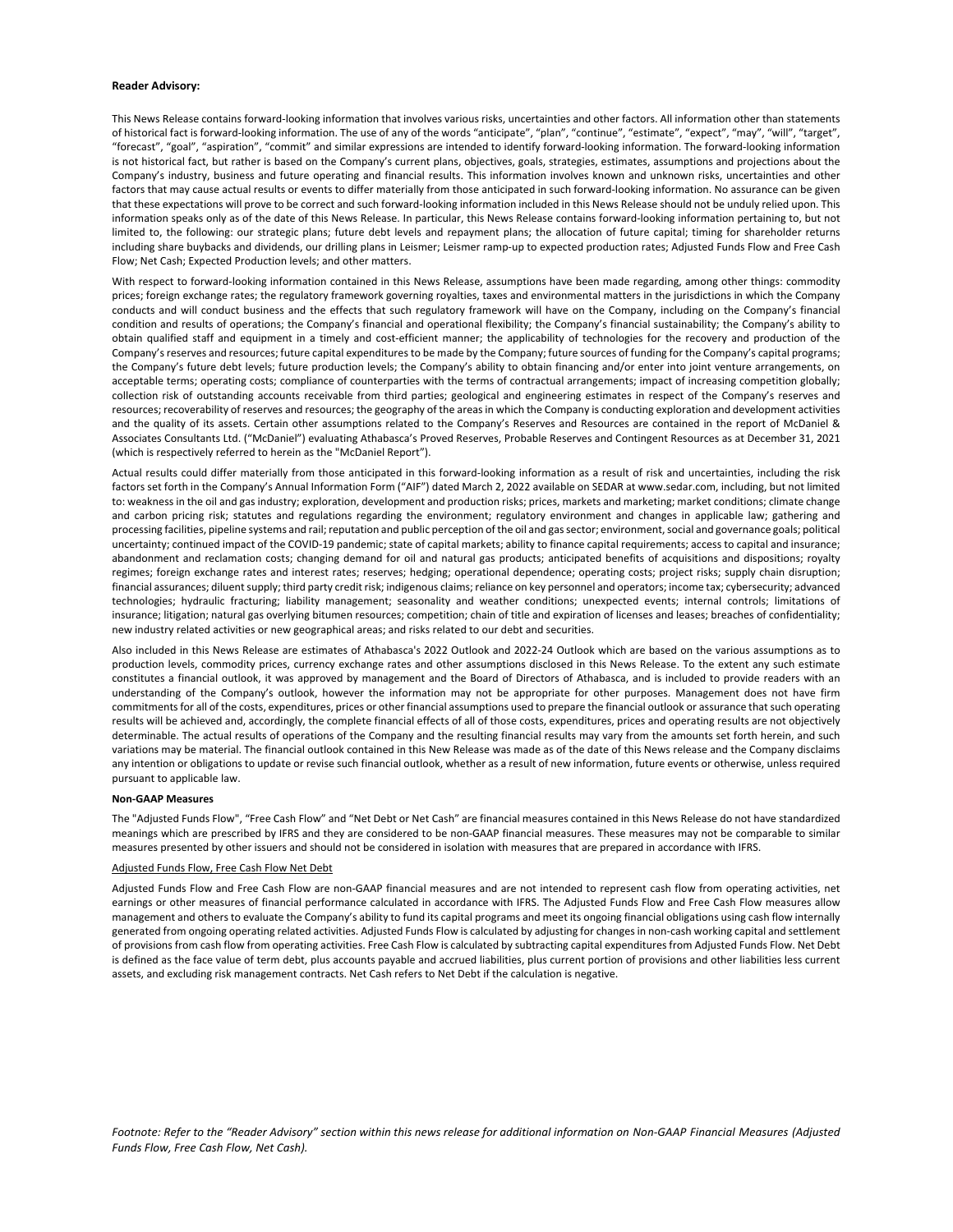**Reader Advisory:**

This News Release contains forward-looking information that involves various risks, uncertainties and other factors. All information other than statements of historical fact is forward-looking information. The use of any of the words "anticipate", "plan", "continue", "estimate", "expect", "may", "will", "target", "forecast", "goal", "aspiration", "commit" and similar expressions are intended to identify forward-looking information. The forward-looking information is not historical fact, but rather is based on the Company's current plans, objectives, goals, strategies, estimates, assumptions and projections about the Company's industry, business and future operating and financial results. This information involves known and unknown risks, uncertainties and other factors that may cause actual results or events to differ materially from those anticipated in such forward-looking information. No assurance can be given that these expectations will prove to be correct and such forward-looking information included in this News Release should not be unduly relied upon. This information speaks only as of the date of this News Release. In particular, this News Release contains forward-looking information pertaining to, but not limited to, the following: our strategic plans; future debt levels and repayment plans; the allocation of future capital; timing for shareholder returns including share buybacks and dividends, our drilling plans in Leismer; Leismer ramp-up to expected production rates; Adjusted Funds Flow and Free Cash Flow; Net Cash; Expected Production levels; and other matters.

With respect to forward-looking information contained in this News Release, assumptions have been made regarding, among other things: commodity prices; foreign exchange rates; the regulatory framework governing royalties, taxes and environmental matters in the jurisdictions in which the Company conducts and will conduct business and the effects that such regulatory framework will have on the Company, including on the Company's financial condition and results of operations; the Company's financial and operational flexibility; the Company's financial sustainability; the Company's ability to obtain qualified staff and equipment in a timely and cost-efficient manner; the applicability of technologies for the recovery and production of the Company's reserves and resources; future capital expenditures to be made by the Company; future sources of funding for the Company's capital programs; the Company's future debt levels; future production levels; the Company's ability to obtain financing and/or enter into joint venture arrangements, on acceptable terms; operating costs; compliance of counterparties with the terms of contractual arrangements; impact of increasing competition globally; collection risk of outstanding accounts receivable from third parties; geological and engineering estimates in respect of the Company's reserves and resources; recoverability of reserves and resources; the geography of the areas in which the Company is conducting exploration and development activities and the quality of its assets. Certain other assumptions related to the Company's Reserves and Resources are contained in the report of McDaniel & Associates Consultants Ltd. ("McDaniel") evaluating Athabasca's Proved Reserves, Probable Reserves and Contingent Resources as at December 31, 2021 (which is respectively referred to herein as the "McDaniel Report").

Actual results could differ materially from those anticipated in this forward-looking information as a result of risk and uncertainties, including the risk factors set forth in the Company's Annual Information Form ("AIF") dated March 2, 2022 available on SEDAR at www.sedar.com, including, but not limited to: weakness in the oil and gas industry; exploration, development and production risks; prices, markets and marketing; market conditions; climate change and carbon pricing risk; statutes and regulations regarding the environment; regulatory environment and changes in applicable law; gathering and processing facilities, pipeline systems and rail; reputation and public perception of the oil and gas sector; environment, social and governance goals; political uncertainty; continued impact of the COVID-19 pandemic; state of capital markets; ability to finance capital requirements; access to capital and insurance; abandonment and reclamation costs; changing demand for oil and natural gas products; anticipated benefits of acquisitions and dispositions; royalty regimes; foreign exchange rates and interest rates; reserves; hedging; operational dependence; operating costs; project risks; supply chain disruption; financial assurances; diluent supply; third party credit risk; indigenous claims; reliance on key personnel and operators; income tax; cybersecurity; advanced technologies; hydraulic fracturing; liability management; seasonality and weather conditions; unexpected events; internal controls; limitations of insurance; litigation; natural gas overlying bitumen resources; competition; chain of title and expiration of licenses and leases; breaches of confidentiality; new industry related activities or new geographical areas; and risks related to our debt and securities.

Also included in this News Release are estimates of Athabasca's 2022 Outlook and 2022-24 Outlook which are based on the various assumptions as to production levels, commodity prices, currency exchange rates and other assumptions disclosed in this News Release. To the extent any such estimate constitutes a financial outlook, it was approved by management and the Board of Directors of Athabasca, and is included to provide readers with an understanding of the Company's outlook, however the information may not be appropriate for other purposes. Management does not have firm commitments for all of the costs, expenditures, prices or other financial assumptions used to prepare the financial outlook or assurance that such operating results will be achieved and, accordingly, the complete financial effects of all of those costs, expenditures, prices and operating results are not objectively determinable. The actual results of operations of the Company and the resulting financial results may vary from the amounts set forth herein, and such variations may be material. The financial outlook contained in this New Release was made as of the date of this News release and the Company disclaims any intention or obligations to update or revise such financial outlook, whether as a result of new information, future events or otherwise, unless required pursuant to applicable law.

**Non-GAAP Measures**

The "Adjusted Funds Flow", "Free Cash Flow" and "Net Debt or Net Cash" are financial measures contained in this News Release do not have standardized meanings which are prescribed by IFRS and they are considered to be non-GAAP financial measures. These measures may not be comparable to similar measures presented by other issuers and should not be considered in isolation with measures that are prepared in accordance with IFRS.

Adjusted Funds Flow, Free Cash Flow Net Debt

Adjusted Funds Flow and Free Cash Flow are non-GAAP financial measures and are not intended to represent cash flow from operating activities, net earnings or other measures of financial performance calculated in accordance with IFRS. The Adjusted Funds Flow and Free Cash Flow measures allow management and others to evaluate the Company's ability to fund its capital programs and meet its ongoing financial obligations using cash flow internally generated from ongoing operating related activities. Adjusted Funds Flow is calculated by adjusting for changes in non-cash working capital and settlement of provisions from cash flow from operating activities. Free Cash Flow is calculated by subtracting capital expenditures from Adjusted Funds Flow. Net Debt is defined as the face value of term debt, plus accounts payable and accrued liabilities, plus current portion of provisions and other liabilities less current assets, and excluding risk management contracts. Net Cash refers to Net Debt if the calculation is negative.

*Footnote: Refer to the "Reader Advisory" section within this news release for additional information on Non-GAAP Financial Measures (Adjusted Funds Flow, Free Cash Flow, Net Cash).*